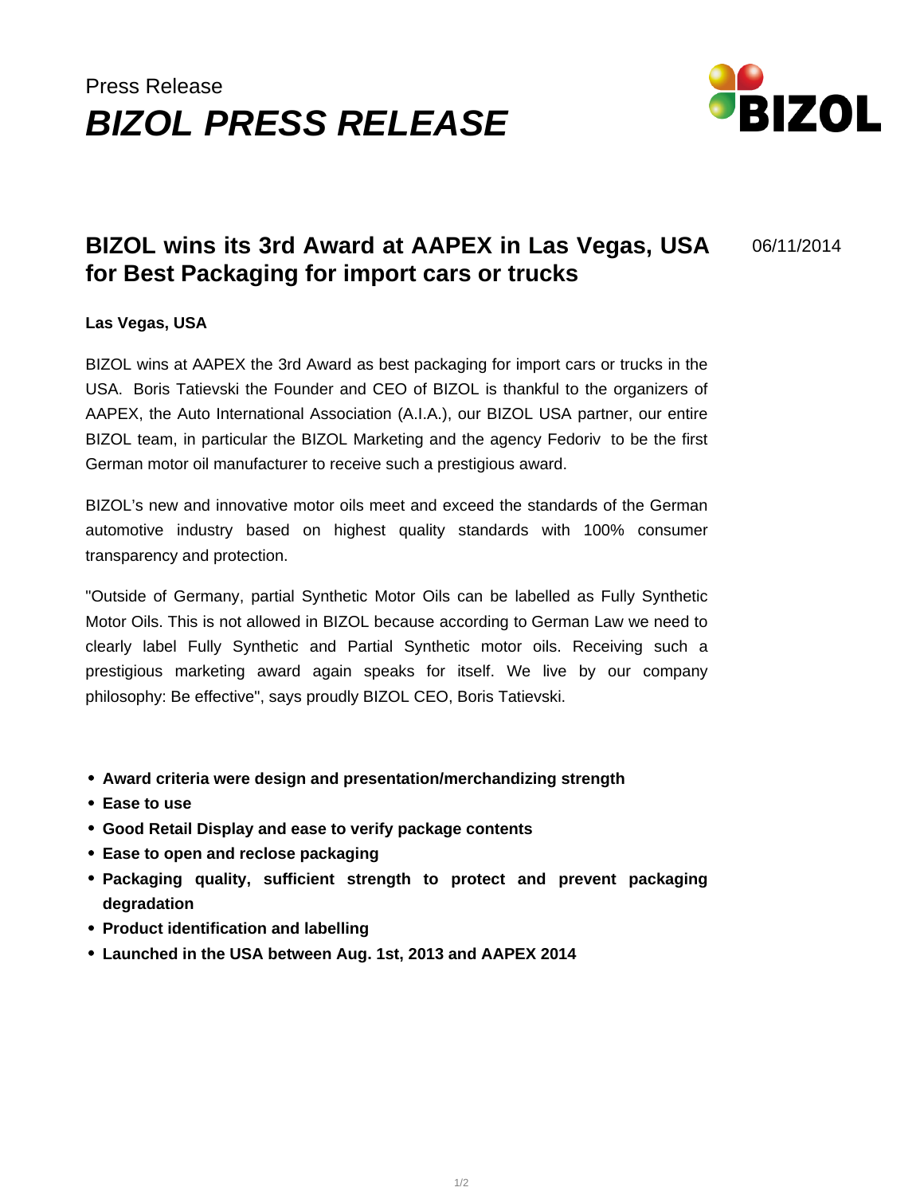Press Release

# *BIZOL PRESS RELEASE*

## BIZOL wins its 3rd Award at AAPEX in Las Vegas, USA for Best Packaging for import cars or trucks

06/11/2014

**Las Vegas, USA**

BIZOL wins at AAPEX the 3rd Award as best packaging for import cars or trucks in the USA. Boris Tatievski the Founder and CEO of BIZOL is thankful to the organizers of AAPEX, the Auto International Association (A.I.A.), our BIZOL USA partner, our entire BIZOL team, in particular the BIZOL Marketing and the agency Fedoriv to be the first German motor oil manufacturer to receive such a prestigious award.

BIZOL's new and innovative motor oils meet and exceed the standards of the German automotive industry based on highest quality standards with 100% consumer transparency and protection.

"Outside of Germany, partial Synthetic Motor Oils can be labelled as Fully Synthetic Motor Oils. This is not allowed in BIZOL because according to German Law we need to clearly label Fully Synthetic and Partial Synthetic motor oils. Receiving such a prestigious marketing award again speaks for itself. We live by our company philosophy: Be effective", says proudly BIZOL CEO, Boris Tatievski.

- **Award criteria were design and presentation/merchandizing strength**
- **Ease to use**
- **Good Retail Display and ease to verify package contents**
- **Ease to open and reclose packaging**
- **Packaging quality, sufficient strength to protect and prevent packaging degradation**
- **Product identification and labelling**
- **Launched in the USA between Aug. 1st, 2013 and AAPEX 2014**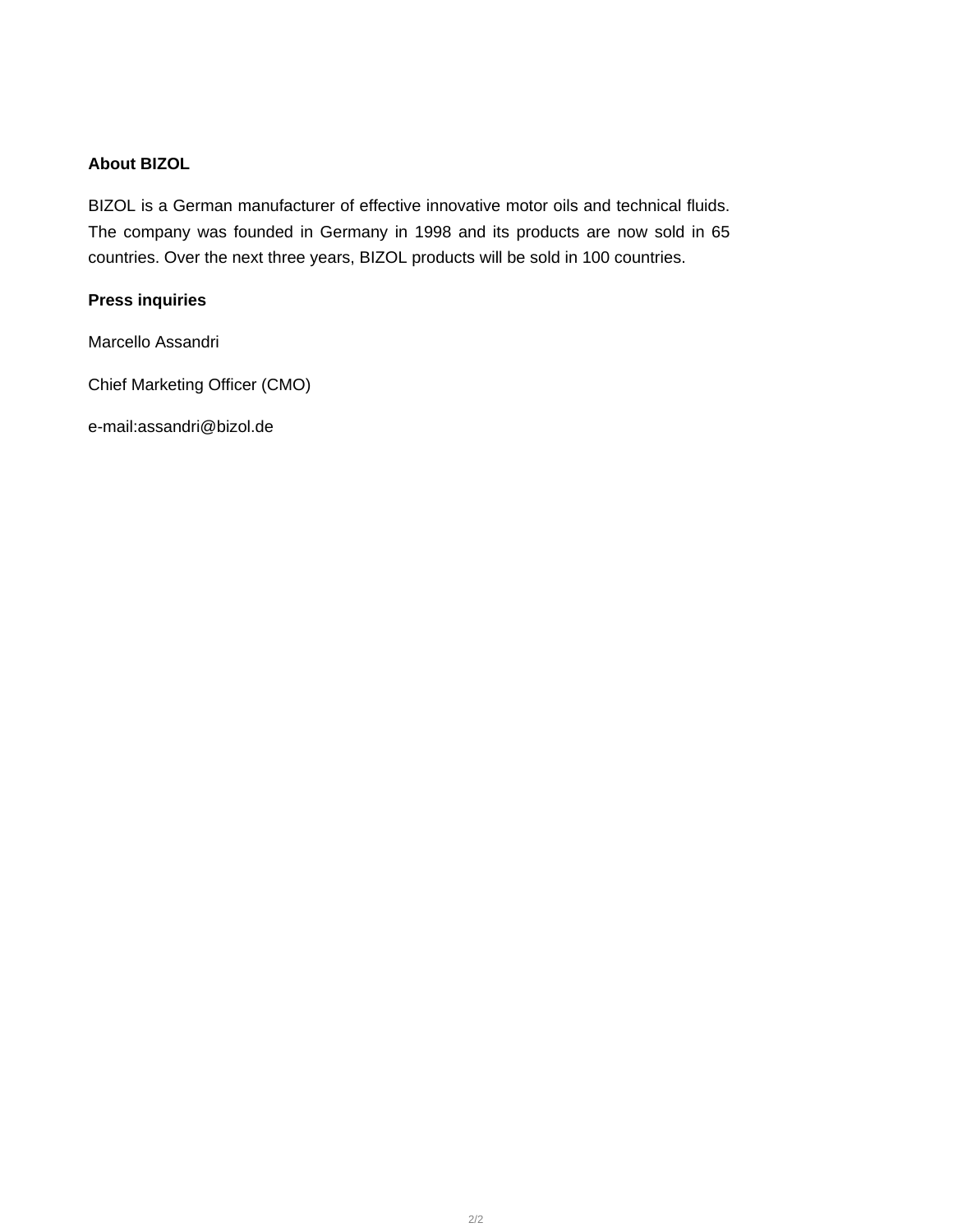**About BIZOL**

BIZOL is a German manufacturer of effective innovative motor oils and technical fluids. The company was founded in Germany in 1998 and its products are now sold in 65 countries. Over the next three years, BIZOL products will be sold in 100 countries.

**Press inquiries**

Marcello Assandri

Chief Marketing Officer (CMO)

e-mail:assandri@bizol.de